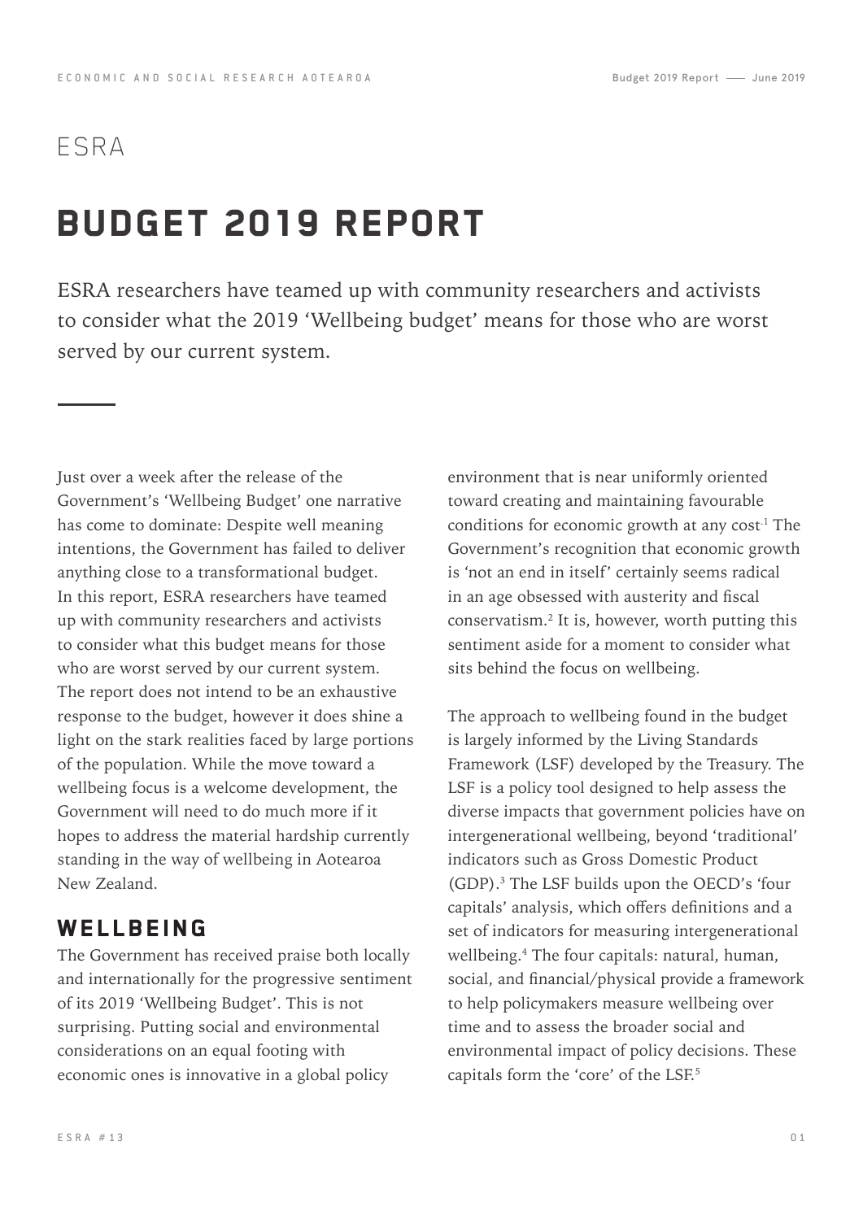ESRA

# BUDGET 2019 REPORT

ESRA researchers have teamed up with community researchers and activists to consider what the 2019 'Wellbeing budget' means for those who are worst served by our current system.

Just over a week after the release of the Government's 'Wellbeing Budget' one narrative has come to dominate: Despite well meaning intentions, the Government has failed to deliver anything close to a transformational budget. In this report, ESRA researchers have teamed up with community researchers and activists to consider what this budget means for those who are worst served by our current system. The report does not intend to be an exhaustive response to the budget, however it does shine a light on the stark realities faced by large portions of the population. While the move toward a wellbeing focus is a welcome development, the Government will need to do much more if it hopes to address the material hardship currently standing in the way of wellbeing in Aotearoa New Zealand.

## WELLBEING

The Government has received praise both locally and internationally for the progressive sentiment of its 2019 'Wellbeing Budget'. This is not surprising. Putting social and environmental considerations on an equal footing with economic ones is innovative in a global policy environment that is near uniformly oriented toward creating and maintaining favourable conditions for economic growth at any cost.[1] The Government's recognition that economic growth is 'not an end in itself' certainly seems radical in an age obsessed with austerity and fiscal conservatism.[2] It is, however, worth putting this sentiment aside for a moment to consider what sits behind the focus on wellbeing.

The approach to wellbeing found in the budget is largely informed by the Living Standards Framework (LSF) developed by the Treasury. The LSF is a policy tool designed to help assess the diverse impacts that government policies have on intergenerational wellbeing, beyond 'traditional' indicators such as Gross Domestic Product (GDP).[3] The LSF builds upon the OECD's 'four capitals' analysis, which offers definitions and a set of indicators for measuring intergenerational wellbeing.[4] The four capitals: natural, human, social, and financial/physical provide a framework to help policymakers measure wellbeing over time and to assess the broader social and environmental impact of policy decisions. These capitals form the 'core' of the LSF.[5]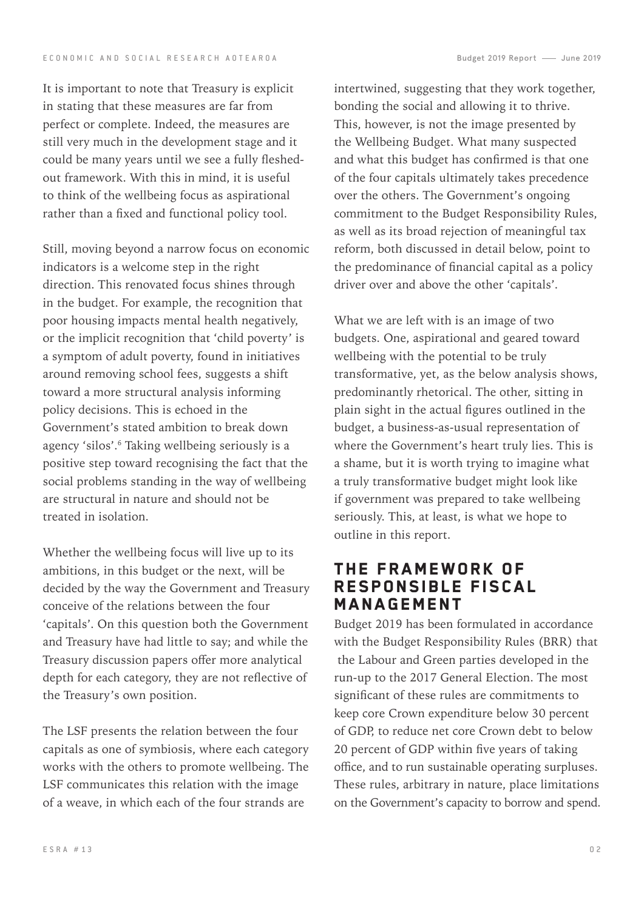It is important to note that Treasury is explicit in stating that these measures are far from perfect or complete. Indeed, the measures are still very much in the development stage and it could be many years until we see a fully fleshed-out framework. With this in mind, it is useful to think of the wellbeing focus as aspirational rather than a fixed and functional policy tool.

Still, moving beyond a narrow focus on economic indicators is a welcome step in the right direction. This renovated focus shines through in the budget. For example, the recognition that poor housing impacts mental health negatively, or the implicit recognition that 'child poverty' is a symptom of adult poverty, found in initiatives around removing school fees, suggests a shift toward a more structural analysis informing policy decisions. This is echoed in the Government's stated ambition to break down agency 'silos'.[6] Taking wellbeing seriously is a positive step toward recognising the fact that the social problems standing in the way of wellbeing are structural in nature and should not be treated in isolation.

Whether the wellbeing focus will live up to its ambitions, in this budget or the next, will be decided by the way the Government and Treasury conceive of the relations between the four 'capitals'. On this question both the Government and Treasury have had little to say; and while the Treasury discussion papers offer more analytical depth for each category, they are not reflective of the Treasury's own position.

The LSF presents the relation between the four capitals as one of symbiosis, where each category works with the others to promote wellbeing. The LSF communicates this relation with the image of a weave, in which each of the four strands are intertwined, suggesting that they work together, bonding the social and allowing it to thrive. This, however, is not the image presented by the Wellbeing Budget. What many suspected and what this budget has confirmed is that one of the four capitals ultimately takes precedence over the others. The Government's ongoing commitment to the Budget Responsibility Rules, as well as its broad rejection of meaningful tax reform, both discussed in detail below, point to the predominance of financial capital as a policy driver over and above the other 'capitals'.

What we are left with is an image of two budgets. One, aspirational and geared toward wellbeing with the potential to be truly transformative, yet, as the below analysis shows, predominantly rhetorical. The other, sitting in plain sight in the actual figures outlined in the budget, a business-as-usual representation of where the Government's heart truly lies. This is a shame, but it is worth trying to imagine what a truly transformative budget might look like if government was prepared to take wellbeing seriously. This, at least, is what we hope to outline in this report.

## THE FRAMEWORK OF RESPONSIBLE FISCAL MANAGEMENT

Budget 2019 has been formulated in accordance with the Budget Responsibility Rules (BRR) that the Labour and Green parties developed in the run-up to the 2017 General Election. The most significant of these rules are commitments to keep core Crown expenditure below 30 percent of GDP, to reduce net core Crown debt to below 20 percent of GDP within five years of taking office, and to run sustainable operating surpluses. These rules, arbitrary in nature, place limitations on the Government's capacity to borrow and spend.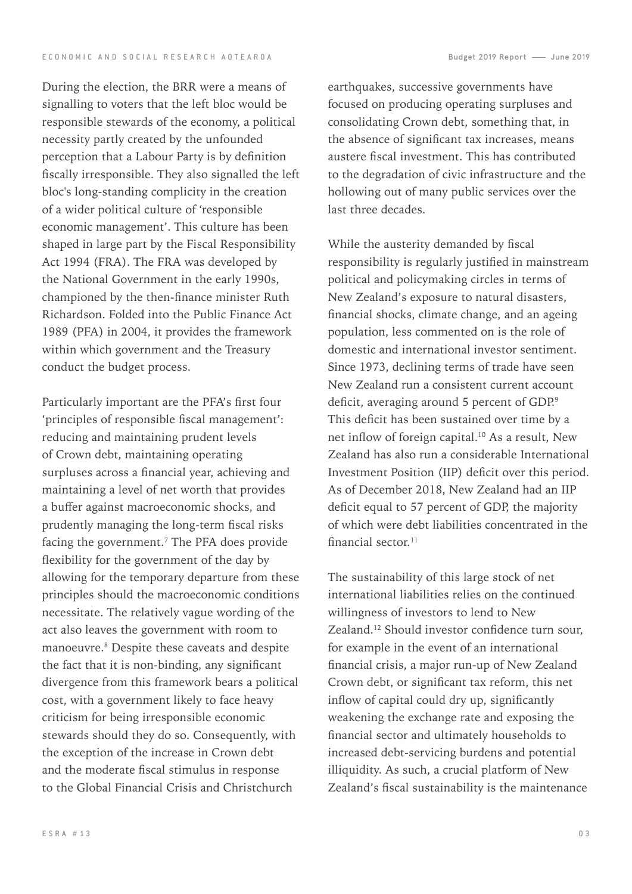During the election, the BRR were a means of signalling to voters that the left bloc would be responsible stewards of the economy, a political necessity partly created by the unfounded perception that a Labour Party is by definition fiscally irresponsible. They also signalled the left bloc's long-standing complicity in the creation of a wider political culture of 'responsible economic management'. This culture has been shaped in large part by the Fiscal Responsibility Act 1994 (FRA). The FRA was developed by the National Government in the early 1990s, championed by the then-finance minister Ruth Richardson. Folded into the Public Finance Act 1989 (PFA) in 2004, it provides the framework within which government and the Treasury conduct the budget process.

Particularly important are the PFA's first four 'principles of responsible fiscal management': reducing and maintaining prudent levels of Crown debt, maintaining operating surpluses across a financial year, achieving and maintaining a level of net worth that provides a buffer against macroeconomic shocks, and prudently managing the long-term fiscal risks facing the government.[7] The PFA does provide flexibility for the government of the day by allowing for the temporary departure from these principles should the macroeconomic conditions necessitate. The relatively vague wording of the act also leaves the government with room to manoeuvre.[8] Despite these caveats and despite the fact that it is non-binding, any significant divergence from this framework bears a political cost, with a government likely to face heavy criticism for being irresponsible economic stewards should they do so. Consequently, with the exception of the increase in Crown debt and the moderate fiscal stimulus in response to the Global Financial Crisis and Christchurch earthquakes, successive governments have focused on producing operating surpluses and consolidating Crown debt, something that, in the absence of significant tax increases, means austere fiscal investment. This has contributed to the degradation of civic infrastructure and the hollowing out of many public services over the last three decades.

While the austerity demanded by fiscal responsibility is regularly justified in mainstream political and policymaking circles in terms of New Zealand's exposure to natural disasters, financial shocks, climate change, and an ageing population, less commented on is the role of domestic and international investor sentiment. Since 1973, declining terms of trade have seen New Zealand run a consistent current account deficit, averaging around 5 percent of GDP.[9] This deficit has been sustained over time by a net inflow of foreign capital.[10] As a result, New Zealand has also run a considerable International Investment Position (IIP) deficit over this period. As of December 2018, New Zealand had an IIP deficit equal to 57 percent of GDP, the majority of which were debt liabilities concentrated in the financial sector.[11]

The sustainability of this large stock of net international liabilities relies on the continued willingness of investors to lend to New Zealand.[12] Should investor confidence turn sour, for example in the event of an international financial crisis, a major run-up of New Zealand Crown debt, or significant tax reform, this net inflow of capital could dry up, significantly weakening the exchange rate and exposing the financial sector and ultimately households to increased debt-servicing burdens and potential illiquidity. As such, a crucial platform of New Zealand's fiscal sustainability is the maintenance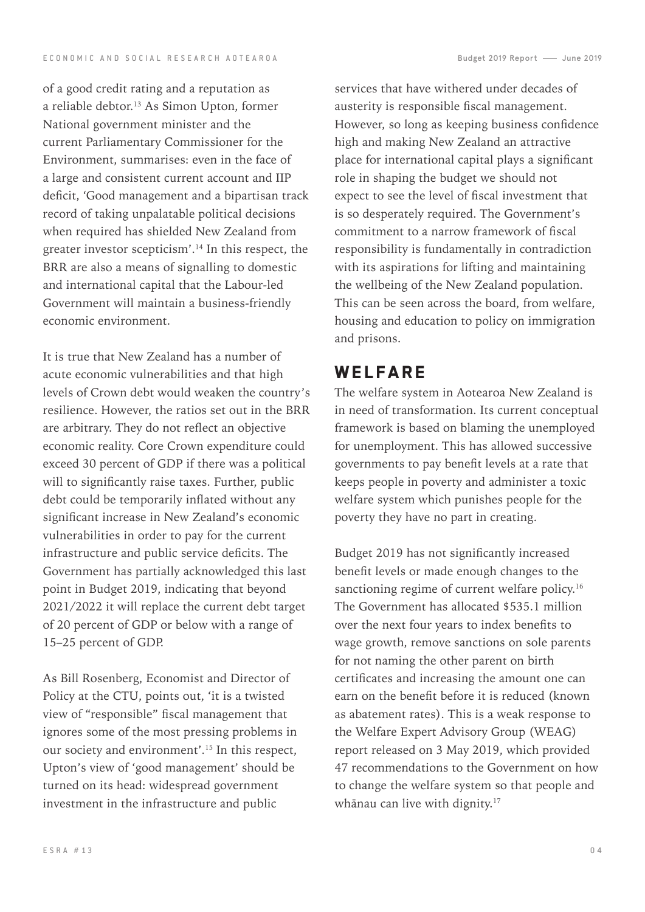of a good credit rating and a reputation as a reliable debtor.[13] As Simon Upton, former National government minister and the current Parliamentary Commissioner for the Environment, summarises: even in the face of a large and consistent current account and IIP deficit, 'Good management and a bipartisan track record of taking unpalatable political decisions when required has shielded New Zealand from greater investor scepticism'.[14] In this respect, the BRR are also a means of signalling to domestic and international capital that the Labour-led Government will maintain a business-friendly economic environment.

It is true that New Zealand has a number of acute economic vulnerabilities and that high levels of Crown debt would weaken the country's resilience. However, the ratios set out in the BRR are arbitrary. They do not reflect an objective economic reality. Core Crown expenditure could exceed 30 percent of GDP if there was a political will to significantly raise taxes. Further, public debt could be temporarily inflated without any significant increase in New Zealand's economic vulnerabilities in order to pay for the current infrastructure and public service deficits. The Government has partially acknowledged this last point in Budget 2019, indicating that beyond 2021/2022 it will replace the current debt target of 20 percent of GDP or below with a range of 15–25 percent of GDP.

As Bill Rosenberg, Economist and Director of Policy at the CTU, points out, 'it is a twisted view of "responsible" fiscal management that ignores some of the most pressing problems in our society and environment'.[15] In this respect, Upton's view of 'good management' should be turned on its head: widespread government investment in the infrastructure and public services that have withered under decades of austerity is responsible fiscal management. However, so long as keeping business confidence high and making New Zealand an attractive place for international capital plays a significant role in shaping the budget we should not expect to see the level of fiscal investment that is so desperately required. The Government's commitment to a narrow framework of fiscal responsibility is fundamentally in contradiction with its aspirations for lifting and maintaining the wellbeing of the New Zealand population. This can be seen across the board, from welfare, housing and education to policy on immigration and prisons.

## WELFARE

The welfare system in Aotearoa New Zealand is in need of transformation. Its current conceptual framework is based on blaming the unemployed for unemployment. This has allowed successive governments to pay benefit levels at a rate that keeps people in poverty and administer a toxic welfare system which punishes people for the poverty they have no part in creating.

Budget 2019 has not significantly increased benefit levels or made enough changes to the sanctioning regime of current welfare policy.[16] The Government has allocated $535.1 million over the next four years to index benefits to wage growth, remove sanctions on sole parents for not naming the other parent on birth certificates and increasing the amount one can earn on the benefit before it is reduced (known as abatement rates). This is a weak response to the Welfare Expert Advisory Group (WEAG) report released on 3 May 2019, which provided 47 recommendations to the Government on how to change the welfare system so that people and whānau can live with dignity.[17]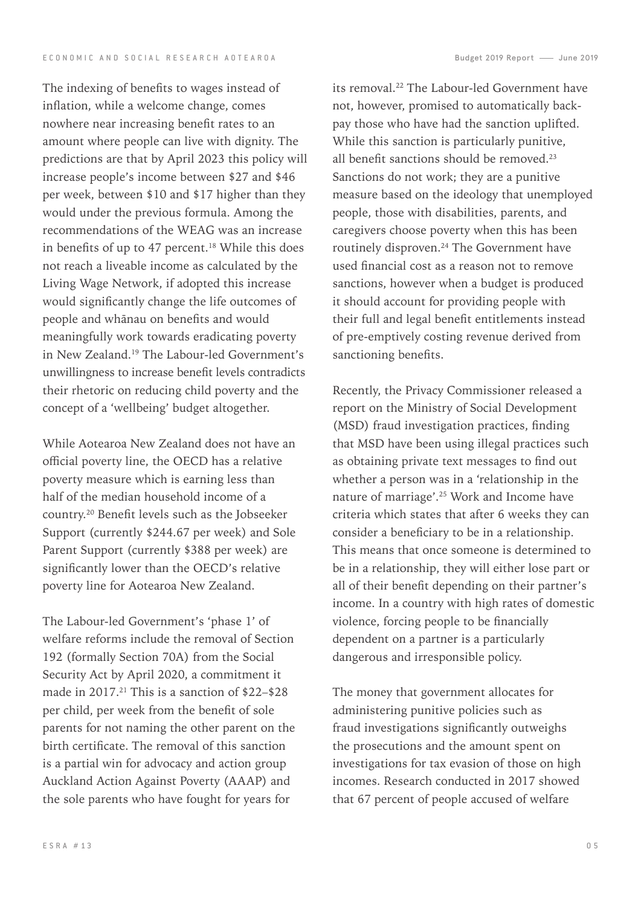The indexing of benefits to wages instead of inflation, while a welcome change, comes nowhere near increasing benefit rates to an amount where people can live with dignity. The predictions are that by April 2023 this policy will increase people's income between $27 and $46 per week, between $10 and $17 higher than they would under the previous formula. Among the recommendations of the WEAG was an increase in benefits of up to 47 percent.[18] While this does not reach a liveable income as calculated by the Living Wage Network, if adopted this increase would significantly change the life outcomes of people and whānau on benefits and would meaningfully work towards eradicating poverty in New Zealand.[19] The Labour-led Government's unwillingness to increase benefit levels contradicts their rhetoric on reducing child poverty and the concept of a 'wellbeing' budget altogether.

While Aotearoa New Zealand does not have an official poverty line, the OECD has a relative poverty measure which is earning less than half of the median household income of a country.[20] Benefit levels such as the Jobseeker Support (currently $244.67 per week) and Sole Parent Support (currently $388 per week) are significantly lower than the OECD's relative poverty line for Aotearoa New Zealand.

The Labour-led Government's 'phase 1' of welfare reforms include the removal of Section 192 (formally Section 70A) from the Social Security Act by April 2020, a commitment it made in 2017.[21] This is a sanction of $22–$28 per child, per week from the benefit of sole parents for not naming the other parent on the birth certificate. The removal of this sanction is a partial win for advocacy and action group Auckland Action Against Poverty (AAAP) and the sole parents who have fought for years for its removal.[22] The Labour-led Government have not, however, promised to automatically back-pay those who have had the sanction uplifted. While this sanction is particularly punitive, all benefit sanctions should be removed.[23] Sanctions do not work; they are a punitive measure based on the ideology that unemployed people, those with disabilities, parents, and caregivers choose poverty when this has been routinely disproven.[24] The Government have used financial cost as a reason not to remove sanctions, however when a budget is produced it should account for providing people with their full and legal benefit entitlements instead of pre-emptively costing revenue derived from sanctioning benefits.

Recently, the Privacy Commissioner released a report on the Ministry of Social Development (MSD) fraud investigation practices, finding that MSD have been using illegal practices such as obtaining private text messages to find out whether a person was in a 'relationship in the nature of marriage'.[25] Work and Income have criteria which states that after 6 weeks they can consider a beneficiary to be in a relationship. This means that once someone is determined to be in a relationship, they will either lose part or all of their benefit depending on their partner's income. In a country with high rates of domestic violence, forcing people to be financially dependent on a partner is a particularly dangerous and irresponsible policy.

The money that government allocates for administering punitive policies such as fraud investigations significantly outweighs the prosecutions and the amount spent on investigations for tax evasion of those on high incomes. Research conducted in 2017 showed that 67 percent of people accused of welfare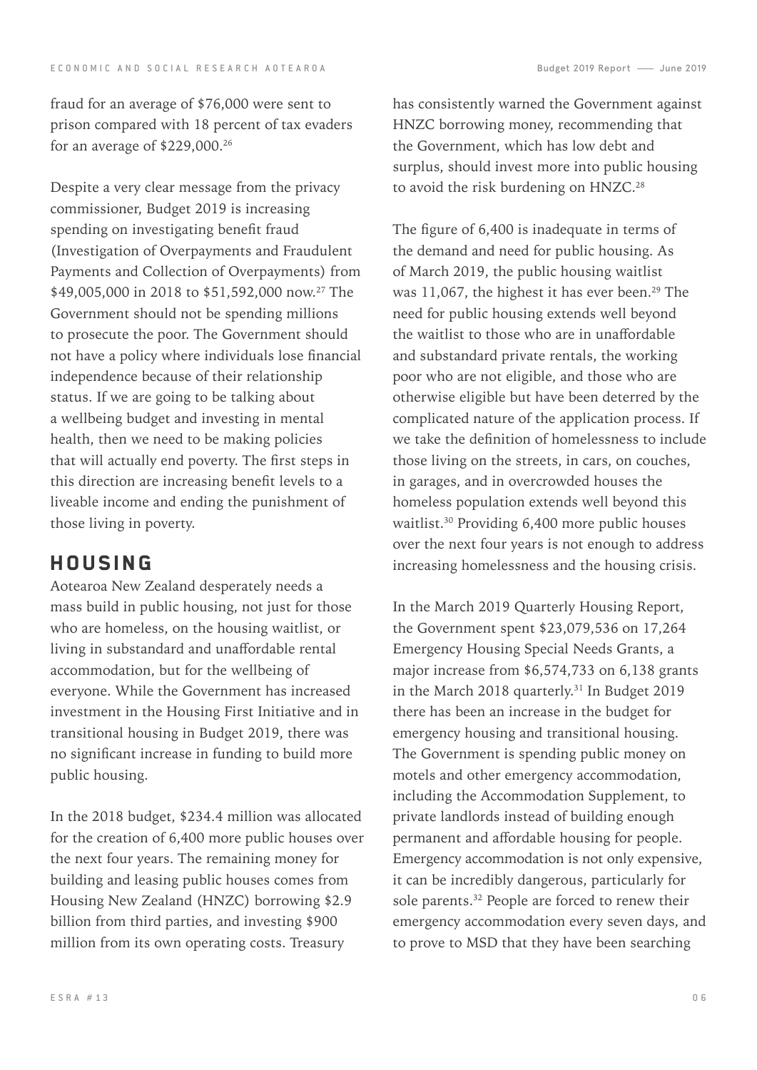fraud for an average of $76,000 were sent to prison compared with 18 percent of tax evaders for an average of $229,000.[26]

Despite a very clear message from the privacy commissioner, Budget 2019 is increasing spending on investigating benefit fraud (Investigation of Overpayments and Fraudulent Payments and Collection of Overpayments) from $49,005,000 in 2018 to $51,592,000 now.[27] The Government should not be spending millions to prosecute the poor. The Government should not have a policy where individuals lose financial independence because of their relationship status. If we are going to be talking about a wellbeing budget and investing in mental health, then we need to be making policies that will actually end poverty. The first steps in this direction are increasing benefit levels to a liveable income and ending the punishment of those living in poverty.

## HOUSING

Aotearoa New Zealand desperately needs a mass build in public housing, not just for those who are homeless, on the housing waitlist, or living in substandard and unaffordable rental accommodation, but for the wellbeing of everyone. While the Government has increased investment in the Housing First Initiative and in transitional housing in Budget 2019, there was no significant increase in funding to build more public housing.

In the 2018 budget, $234.4 million was allocated for the creation of 6,400 more public houses over the next four years. The remaining money for building and leasing public houses comes from Housing New Zealand (HNZC) borrowing $2.9 billion from third parties, and investing $900 million from its own operating costs. Treasury has consistently warned the Government against HNZC borrowing money, recommending that the Government, which has low debt and surplus, should invest more into public housing to avoid the risk burdening on HNZC.[28]

The figure of 6,400 is inadequate in terms of the demand and need for public housing. As of March 2019, the public housing waitlist was 11,067, the highest it has ever been.[29] The need for public housing extends well beyond the waitlist to those who are in unaffordable and substandard private rentals, the working poor who are not eligible, and those who are otherwise eligible but have been deterred by the complicated nature of the application process. If we take the definition of homelessness to include those living on the streets, in cars, on couches, in garages, and in overcrowded houses the homeless population extends well beyond this waitlist.[30] Providing 6,400 more public houses over the next four years is not enough to address increasing homelessness and the housing crisis.

In the March 2019 Quarterly Housing Report, the Government spent $23,079,536 on 17,264 Emergency Housing Special Needs Grants, a major increase from $6,574,733 on 6,138 grants in the March 2018 quarterly.[31] In Budget 2019 there has been an increase in the budget for emergency housing and transitional housing. The Government is spending public money on motels and other emergency accommodation, including the Accommodation Supplement, to private landlords instead of building enough permanent and affordable housing for people. Emergency accommodation is not only expensive, it can be incredibly dangerous, particularly for sole parents.[32] People are forced to renew their emergency accommodation every seven days, and to prove to MSD that they have been searching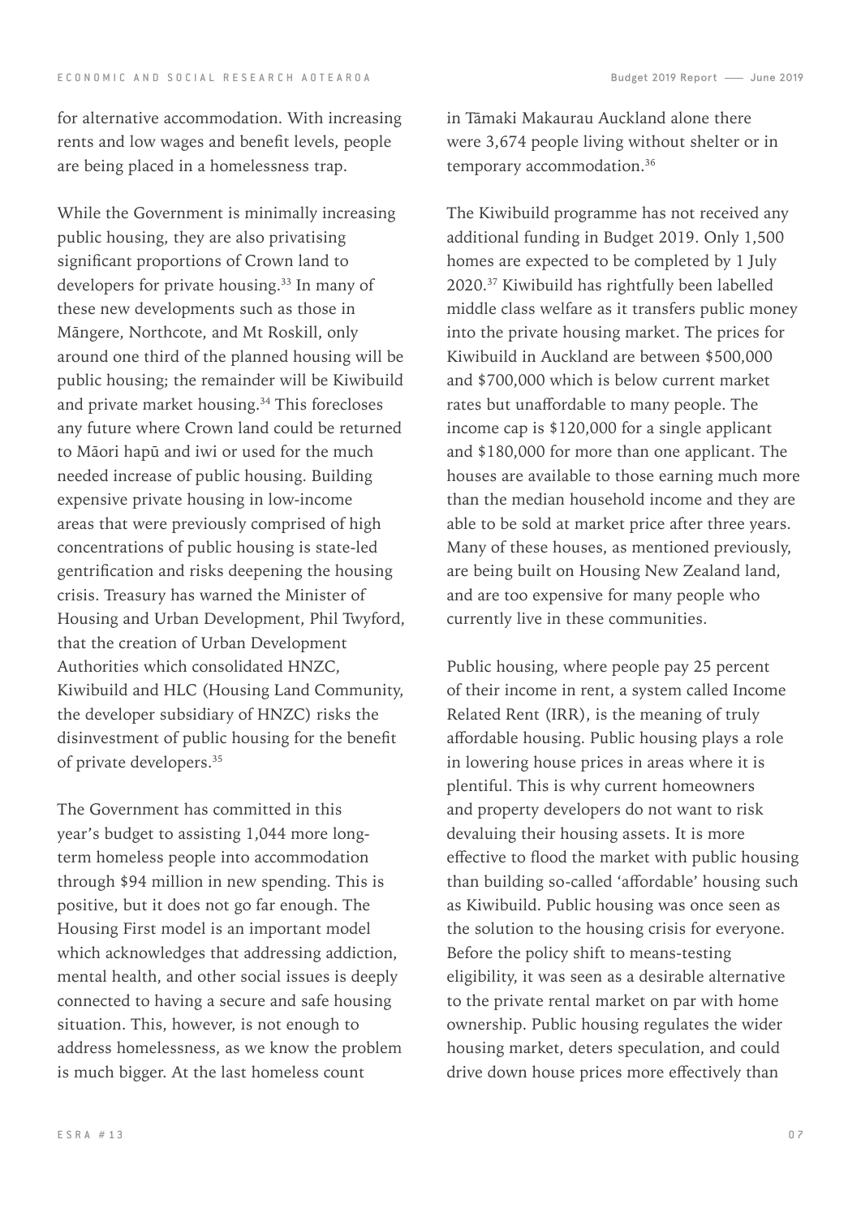for alternative accommodation. With increasing rents and low wages and benefit levels, people are being placed in a homelessness trap.

While the Government is minimally increasing public housing, they are also privatising significant proportions of Crown land to developers for private housing.[33] In many of these new developments such as those in Māngere, Northcote, and Mt Roskill, only around one third of the planned housing will be public housing; the remainder will be Kiwibuild and private market housing.[34] This forecloses any future where Crown land could be returned to Māori hapū and iwi or used for the much needed increase of public housing. Building expensive private housing in low-income areas that were previously comprised of high concentrations of public housing is state-led gentrification and risks deepening the housing crisis. Treasury has warned the Minister of Housing and Urban Development, Phil Twyford, that the creation of Urban Development Authorities which consolidated HNZC, Kiwibuild and HLC (Housing Land Community, the developer subsidiary of HNZC) risks the disinvestment of public housing for the benefit of private developers.[35]

The Government has committed in this year's budget to assisting 1,044 more long-term homeless people into accommodation through $94 million in new spending. This is positive, but it does not go far enough. The Housing First model is an important model which acknowledges that addressing addiction, mental health, and other social issues is deeply connected to having a secure and safe housing situation. This, however, is not enough to address homelessness, as we know the problem is much bigger. At the last homeless count in Tāmaki Makaurau Auckland alone there were 3,674 people living without shelter or in temporary accommodation.[36]

The Kiwibuild programme has not received any additional funding in Budget 2019. Only 1,500 homes are expected to be completed by 1 July 2020.[37] Kiwibuild has rightfully been labelled middle class welfare as it transfers public money into the private housing market. The prices for Kiwibuild in Auckland are between $500,000 and $700,000 which is below current market rates but unaffordable to many people. The income cap is $120,000 for a single applicant and $180,000 for more than one applicant. The houses are available to those earning much more than the median household income and they are able to be sold at market price after three years. Many of these houses, as mentioned previously, are being built on Housing New Zealand land, and are too expensive for many people who currently live in these communities.

Public housing, where people pay 25 percent of their income in rent, a system called Income Related Rent (IRR), is the meaning of truly affordable housing. Public housing plays a role in lowering house prices in areas where it is plentiful. This is why current homeowners and property developers do not want to risk devaluing their housing assets. It is more effective to flood the market with public housing than building so-called 'affordable' housing such as Kiwibuild. Public housing was once seen as the solution to the housing crisis for everyone. Before the policy shift to means-testing eligibility, it was seen as a desirable alternative to the private rental market on par with home ownership. Public housing regulates the wider housing market, deters speculation, and could drive down house prices more effectively than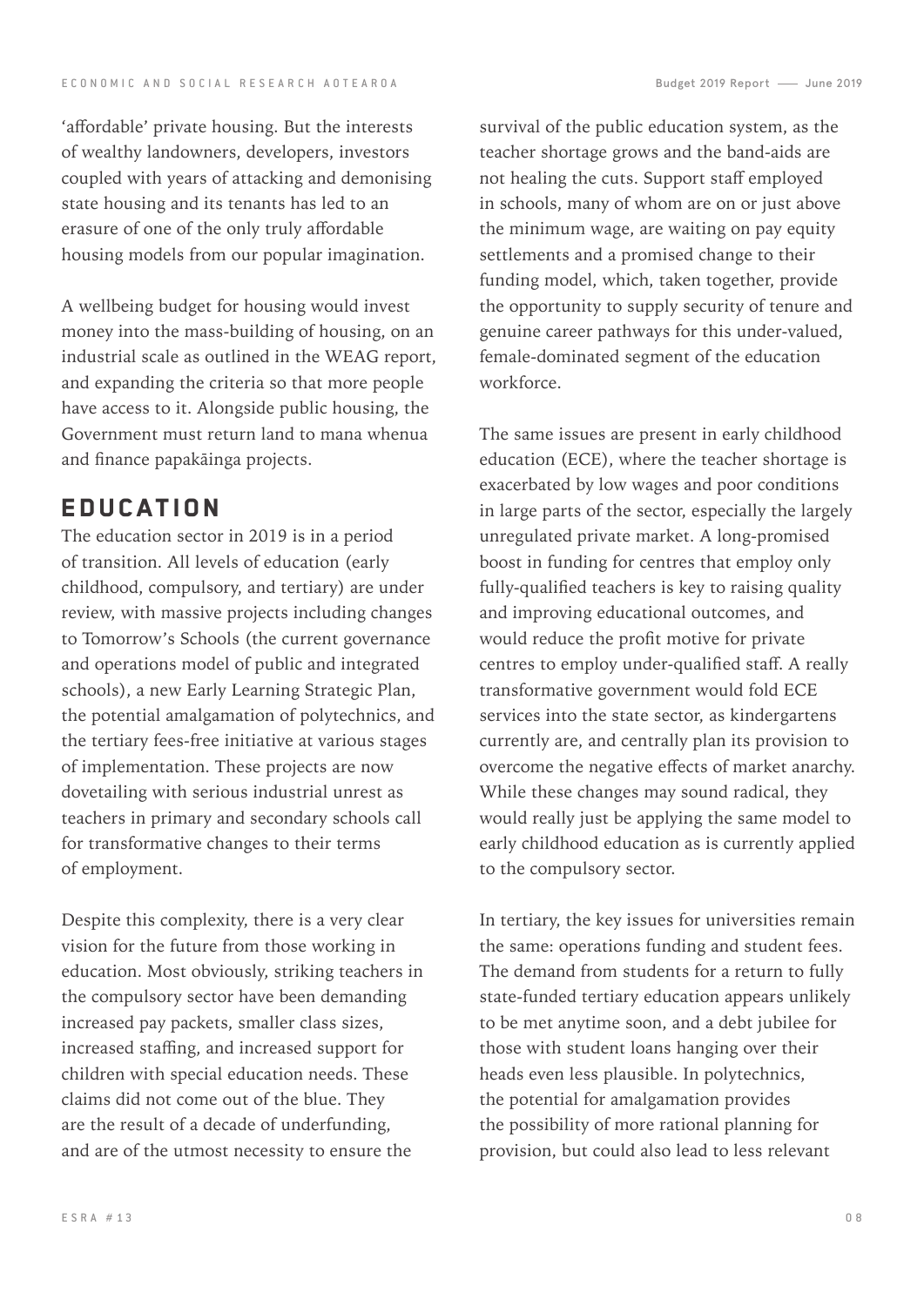'affordable' private housing. But the interests of wealthy landowners, developers, investors coupled with years of attacking and demonising state housing and its tenants has led to an erasure of one of the only truly affordable housing models from our popular imagination.

A wellbeing budget for housing would invest money into the mass-building of housing, on an industrial scale as outlined in the WEAG report, and expanding the criteria so that more people have access to it. Alongside public housing, the Government must return land to mana whenua and finance papakāinga projects.

## EDUCATION

The education sector in 2019 is in a period of transition. All levels of education (early childhood, compulsory, and tertiary) are under review, with massive projects including changes to Tomorrow's Schools (the current governance and operations model of public and integrated schools), a new Early Learning Strategic Plan, the potential amalgamation of polytechnics, and the tertiary fees-free initiative at various stages of implementation. These projects are now dovetailing with serious industrial unrest as teachers in primary and secondary schools call for transformative changes to their terms of employment.

Despite this complexity, there is a very clear vision for the future from those working in education. Most obviously, striking teachers in the compulsory sector have been demanding increased pay packets, smaller class sizes, increased staffing, and increased support for children with special education needs. These claims did not come out of the blue. They are the result of a decade of underfunding, and are of the utmost necessity to ensure the survival of the public education system, as the teacher shortage grows and the band-aids are not healing the cuts. Support staff employed in schools, many of whom are on or just above the minimum wage, are waiting on pay equity settlements and a promised change to their funding model, which, taken together, provide the opportunity to supply security of tenure and genuine career pathways for this under-valued, female-dominated segment of the education workforce.

The same issues are present in early childhood education (ECE), where the teacher shortage is exacerbated by low wages and poor conditions in large parts of the sector, especially the largely unregulated private market. A long-promised boost in funding for centres that employ only fully-qualified teachers is key to raising quality and improving educational outcomes, and would reduce the profit motive for private centres to employ under-qualified staff. A really transformative government would fold ECE services into the state sector, as kindergartens currently are, and centrally plan its provision to overcome the negative effects of market anarchy. While these changes may sound radical, they would really just be applying the same model to early childhood education as is currently applied to the compulsory sector.

In tertiary, the key issues for universities remain the same: operations funding and student fees. The demand from students for a return to fully state-funded tertiary education appears unlikely to be met anytime soon, and a debt jubilee for those with student loans hanging over their heads even less plausible. In polytechnics, the potential for amalgamation provides the possibility of more rational planning for provision, but could also lead to less relevant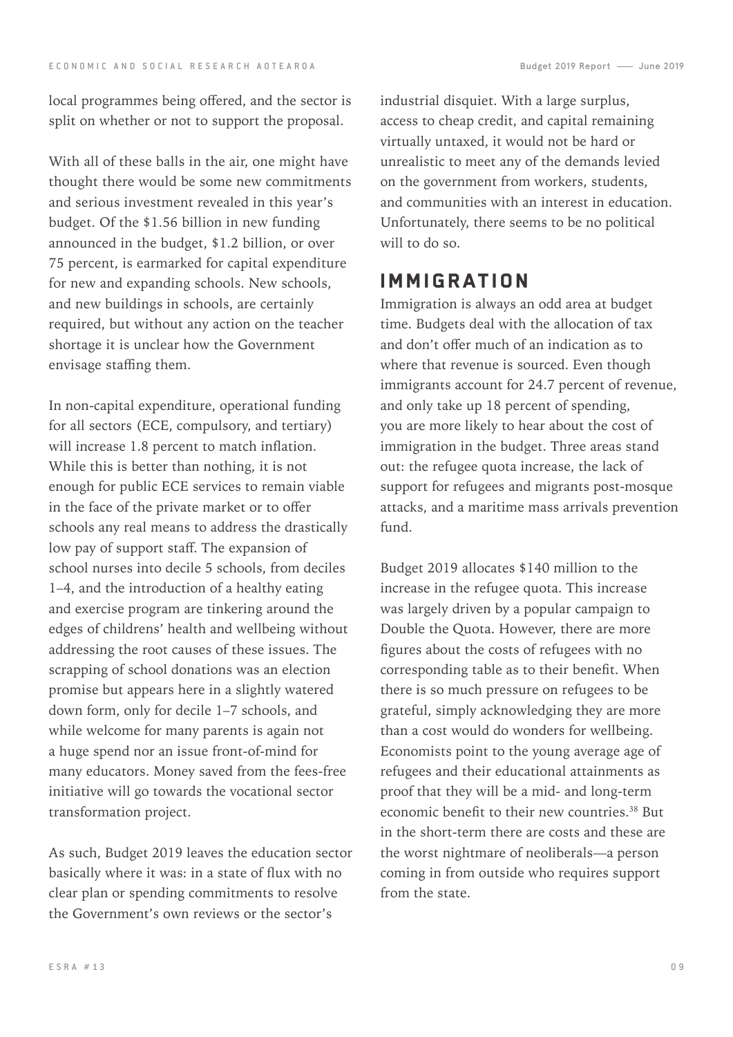local programmes being offered, and the sector is split on whether or not to support the proposal.

With all of these balls in the air, one might have thought there would be some new commitments and serious investment revealed in this year's budget. Of the $1.56 billion in new funding announced in the budget, $1.2 billion, or over 75 percent, is earmarked for capital expenditure for new and expanding schools. New schools, and new buildings in schools, are certainly required, but without any action on the teacher shortage it is unclear how the Government envisage staffing them.

In non-capital expenditure, operational funding for all sectors (ECE, compulsory, and tertiary) will increase 1.8 percent to match inflation. While this is better than nothing, it is not enough for public ECE services to remain viable in the face of the private market or to offer schools any real means to address the drastically low pay of support staff. The expansion of school nurses into decile 5 schools, from deciles 1–4, and the introduction of a healthy eating and exercise program are tinkering around the edges of childrens' health and wellbeing without addressing the root causes of these issues. The scrapping of school donations was an election promise but appears here in a slightly watered down form, only for decile 1–7 schools, and while welcome for many parents is again not a huge spend nor an issue front-of-mind for many educators. Money saved from the fees-free initiative will go towards the vocational sector transformation project.

As such, Budget 2019 leaves the education sector basically where it was: in a state of flux with no clear plan or spending commitments to resolve the Government's own reviews or the sector's industrial disquiet. With a large surplus, access to cheap credit, and capital remaining virtually untaxed, it would not be hard or unrealistic to meet any of the demands levied on the government from workers, students, and communities with an interest in education. Unfortunately, there seems to be no political will to do so.

## IMMIGRATION

Immigration is always an odd area at budget time. Budgets deal with the allocation of tax and don't offer much of an indication as to where that revenue is sourced. Even though immigrants account for 24.7 percent of revenue, and only take up 18 percent of spending, you are more likely to hear about the cost of immigration in the budget. Three areas stand out: the refugee quota increase, the lack of support for refugees and migrants post-mosque attacks, and a maritime mass arrivals prevention fund.

Budget 2019 allocates $140 million to the increase in the refugee quota. This increase was largely driven by a popular campaign to Double the Quota. However, there are more figures about the costs of refugees with no corresponding table as to their benefit. When there is so much pressure on refugees to be grateful, simply acknowledging they are more than a cost would do wonders for wellbeing. Economists point to the young average age of refugees and their educational attainments as proof that they will be a mid- and long-term economic benefit to their new countries.[38] But in the short-term there are costs and these are the worst nightmare of neoliberals—a person coming in from outside who requires support from the state.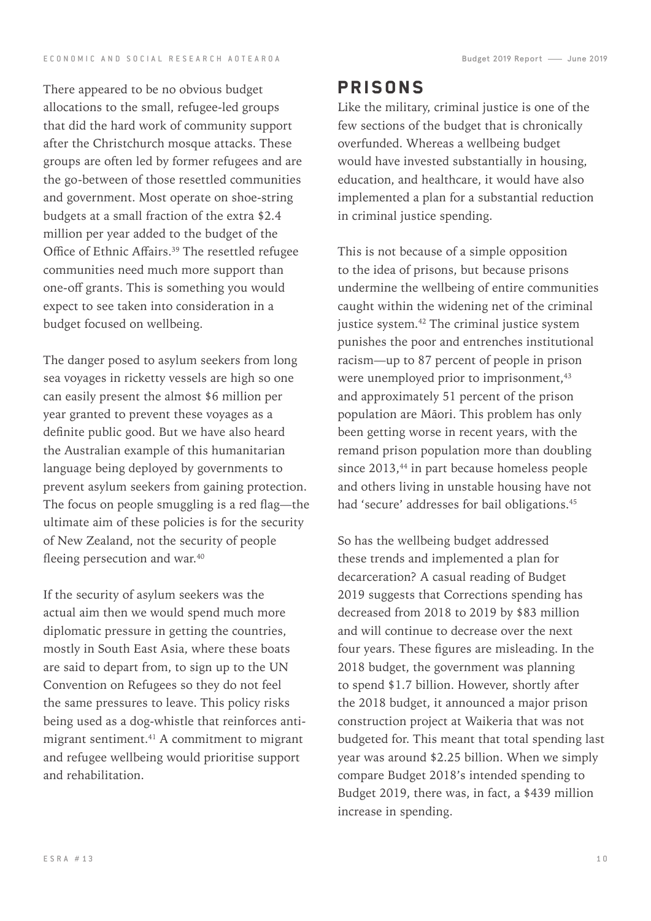There appeared to be no obvious budget allocations to the small, refugee-led groups that did the hard work of community support after the Christchurch mosque attacks. These groups are often led by former refugees and are the go-between of those resettled communities and government. Most operate on shoe-string budgets at a small fraction of the extra $2.4 million per year added to the budget of the Office of Ethnic Affairs.[39] The resettled refugee communities need much more support than one-off grants. This is something you would expect to see taken into consideration in a budget focused on wellbeing.

The danger posed to asylum seekers from long sea voyages in ricketty vessels are high so one can easily present the almost $6 million per year granted to prevent these voyages as a definite public good. But we have also heard the Australian example of this humanitarian language being deployed by governments to prevent asylum seekers from gaining protection. The focus on people smuggling is a red flag—the ultimate aim of these policies is for the security of New Zealand, not the security of people fleeing persecution and war.[40]

If the security of asylum seekers was the actual aim then we would spend much more diplomatic pressure in getting the countries, mostly in South East Asia, where these boats are said to depart from, to sign up to the UN Convention on Refugees so they do not feel the same pressures to leave. This policy risks being used as a dog-whistle that reinforces anti-migrant sentiment.[41] A commitment to migrant and refugee wellbeing would prioritise support and rehabilitation.

## PRISONS

Like the military, criminal justice is one of the few sections of the budget that is chronically overfunded. Whereas a wellbeing budget would have invested substantially in housing, education, and healthcare, it would have also implemented a plan for a substantial reduction in criminal justice spending.

This is not because of a simple opposition to the idea of prisons, but because prisons undermine the wellbeing of entire communities caught within the widening net of the criminal justice system.[42] The criminal justice system punishes the poor and entrenches institutional racism—up to 87 percent of people in prison were unemployed prior to imprisonment,[43] and approximately 51 percent of the prison population are Māori. This problem has only been getting worse in recent years, with the remand prison population more than doubling since 2013,[44] in part because homeless people and others living in unstable housing have not had 'secure' addresses for bail obligations.[45]

So has the wellbeing budget addressed these trends and implemented a plan for decarceration? A casual reading of Budget 2019 suggests that Corrections spending has decreased from 2018 to 2019 by $83 million and will continue to decrease over the next four years. These figures are misleading. In the 2018 budget, the government was planning to spend $1.7 billion. However, shortly after the 2018 budget, it announced a major prison construction project at Waikeria that was not budgeted for. This meant that total spending last year was around $2.25 billion. When we simply compare Budget 2018's intended spending to Budget 2019, there was, in fact, a $439 million increase in spending.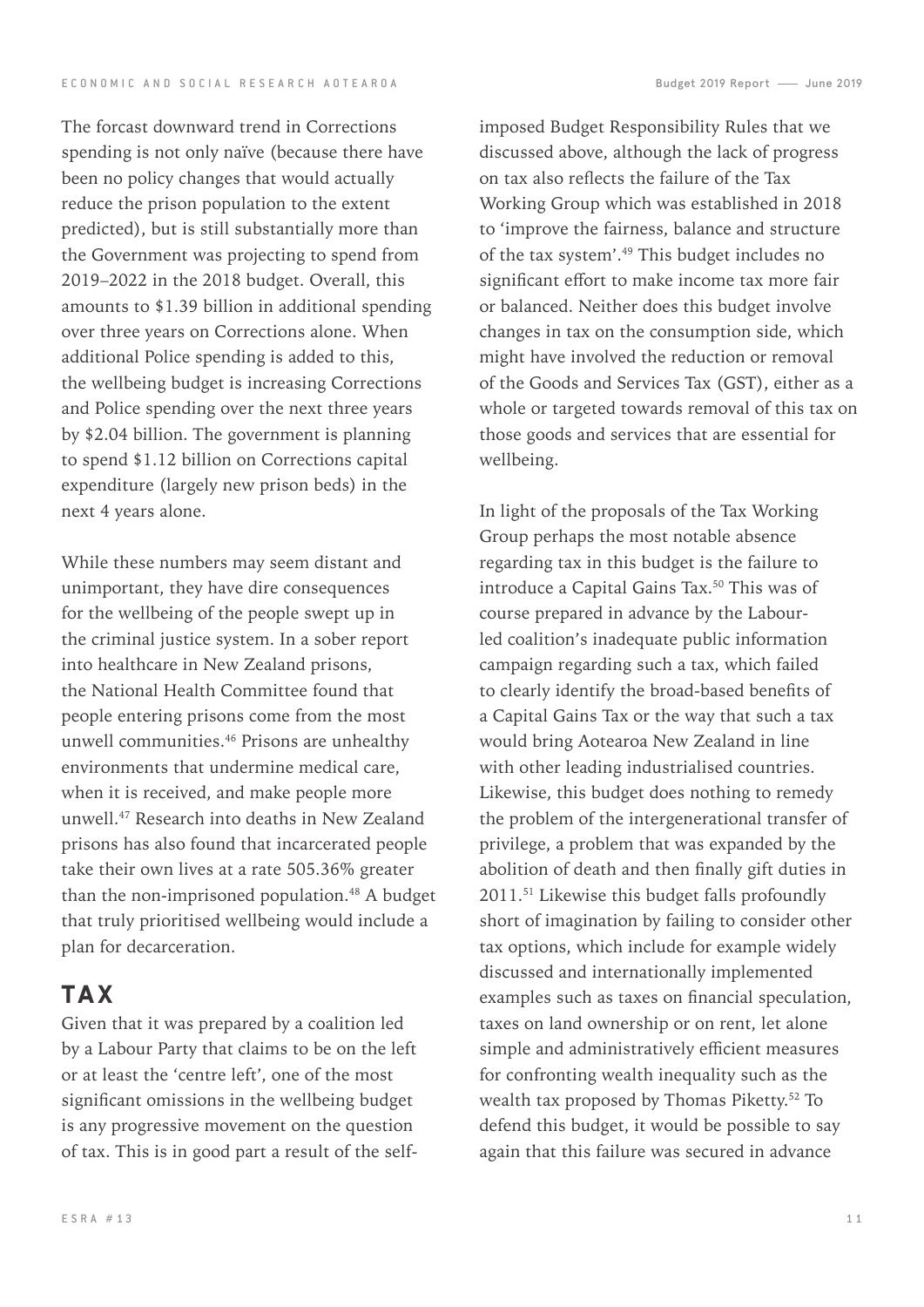The forcast downward trend in Corrections spending is not only naïve (because there have been no policy changes that would actually reduce the prison population to the extent predicted), but is still substantially more than the Government was projecting to spend from 2019–2022 in the 2018 budget. Overall, this amounts to $1.39 billion in additional spending over three years on Corrections alone. When additional Police spending is added to this, the wellbeing budget is increasing Corrections and Police spending over the next three years by $2.04 billion. The government is planning to spend $1.12 billion on Corrections capital expenditure (largely new prison beds) in the next 4 years alone.

While these numbers may seem distant and unimportant, they have dire consequences for the wellbeing of the people swept up in the criminal justice system. In a sober report into healthcare in New Zealand prisons, the National Health Committee found that people entering prisons come from the most unwell communities.[46] Prisons are unhealthy environments that undermine medical care, when it is received, and make people more unwell.[47] Research into deaths in New Zealand prisons has also found that incarcerated people take their own lives at a rate 505.36% greater than the non-imprisoned population.[48] A budget that truly prioritised wellbeing would include a plan for decarceration.

## TAX

Given that it was prepared by a coalition led by a Labour Party that claims to be on the left or at least the 'centre left', one of the most significant omissions in the wellbeing budget is any progressive movement on the question of tax. This is in good part a result of the self-imposed Budget Responsibility Rules that we discussed above, although the lack of progress on tax also reflects the failure of the Tax Working Group which was established in 2018 to 'improve the fairness, balance and structure of the tax system'.[49] This budget includes no significant effort to make income tax more fair or balanced. Neither does this budget involve changes in tax on the consumption side, which might have involved the reduction or removal of the Goods and Services Tax (GST), either as a whole or targeted towards removal of this tax on those goods and services that are essential for wellbeing.

In light of the proposals of the Tax Working Group perhaps the most notable absence regarding tax in this budget is the failure to introduce a Capital Gains Tax.[50] This was of course prepared in advance by the Labour-led coalition's inadequate public information campaign regarding such a tax, which failed to clearly identify the broad-based benefits of a Capital Gains Tax or the way that such a tax would bring Aotearoa New Zealand in line with other leading industrialised countries. Likewise, this budget does nothing to remedy the problem of the intergenerational transfer of privilege, a problem that was expanded by the abolition of death and then finally gift duties in 2011.[51] Likewise this budget falls profoundly short of imagination by failing to consider other tax options, which include for example widely discussed and internationally implemented examples such as taxes on financial speculation, taxes on land ownership or on rent, let alone simple and administratively efficient measures for confronting wealth inequality such as the wealth tax proposed by Thomas Piketty.[52] To defend this budget, it would be possible to say again that this failure was secured in advance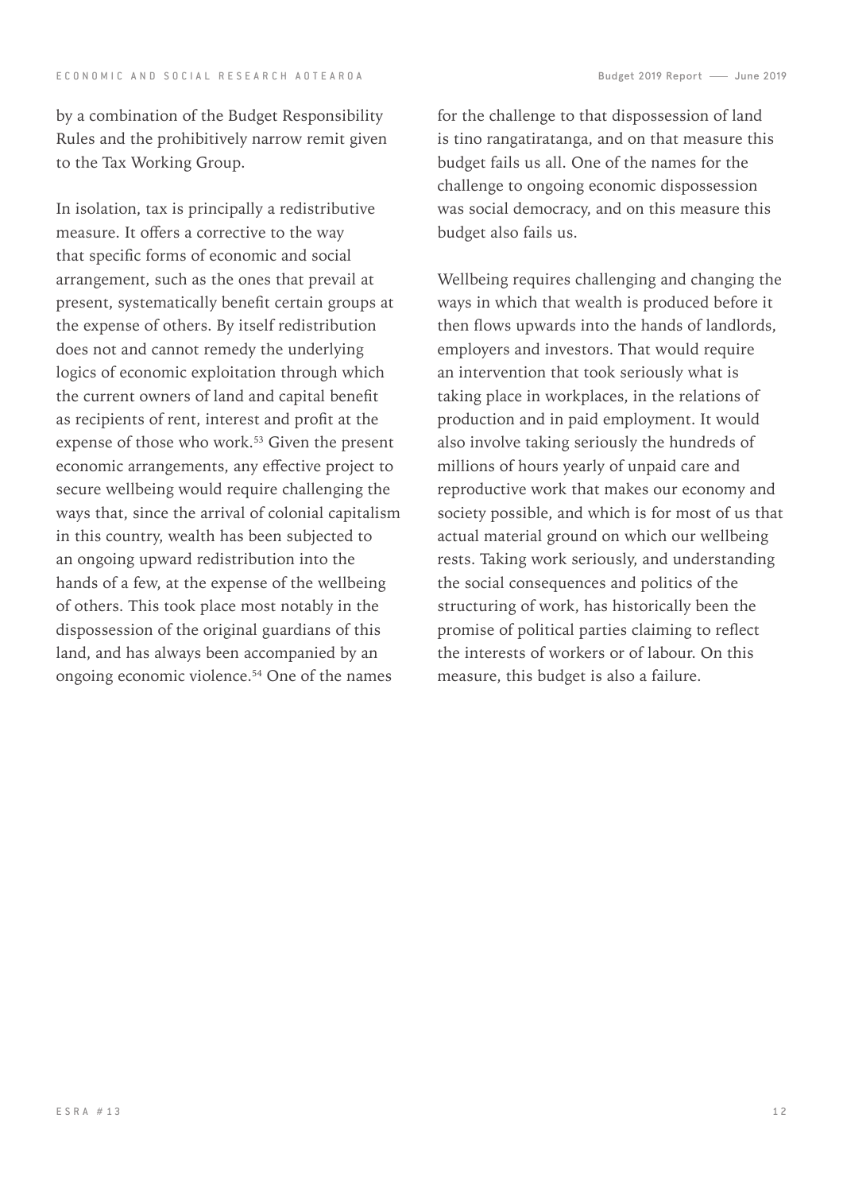by a combination of the Budget Responsibility Rules and the prohibitively narrow remit given to the Tax Working Group.

In isolation, tax is principally a redistributive measure. It offers a corrective to the way that specific forms of economic and social arrangement, such as the ones that prevail at present, systematically benefit certain groups at the expense of others. By itself redistribution does not and cannot remedy the underlying logics of economic exploitation through which the current owners of land and capital benefit as recipients of rent, interest and profit at the expense of those who work.[53] Given the present economic arrangements, any effective project to secure wellbeing would require challenging the ways that, since the arrival of colonial capitalism in this country, wealth has been subjected to an ongoing upward redistribution into the hands of a few, at the expense of the wellbeing of others. This took place most notably in the dispossession of the original guardians of this land, and has always been accompanied by an ongoing economic violence.[54] One of the names for the challenge to that dispossession of land is tino rangatiratanga, and on that measure this budget fails us all. One of the names for the challenge to ongoing economic dispossession was social democracy, and on this measure this budget also fails us.

Wellbeing requires challenging and changing the ways in which that wealth is produced before it then flows upwards into the hands of landlords, employers and investors. That would require an intervention that took seriously what is taking place in workplaces, in the relations of production and in paid employment. It would also involve taking seriously the hundreds of millions of hours yearly of unpaid care and reproductive work that makes our economy and society possible, and which is for most of us that actual material ground on which our wellbeing rests. Taking work seriously, and understanding the social consequences and politics of the structuring of work, has historically been the promise of political parties claiming to reflect the interests of workers or of labour. On this measure, this budget is also a failure.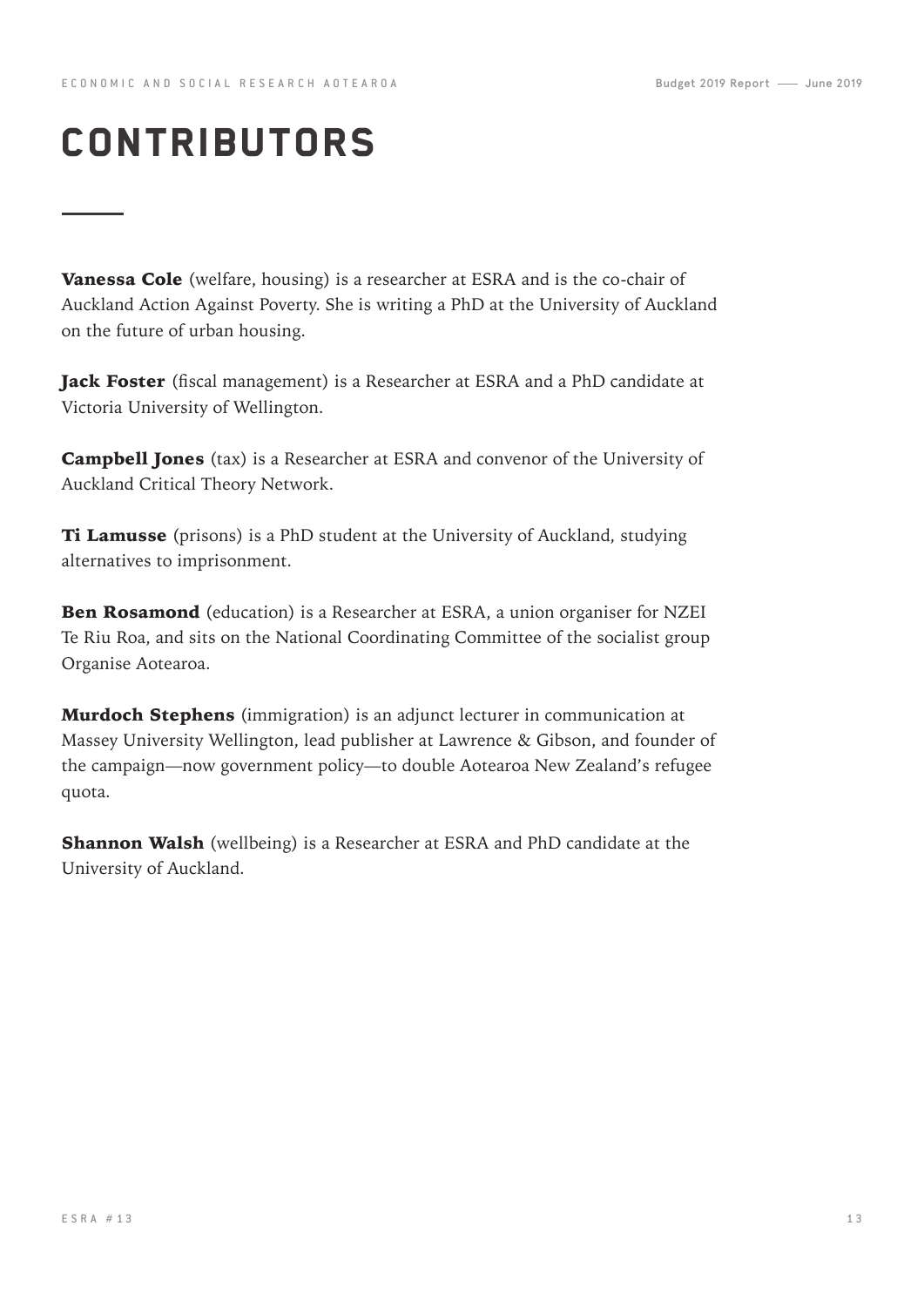# CONTRIBUTORS

**Vanessa Cole** (welfare, housing) is a researcher at ESRA and is the co-chair of Auckland Action Against Poverty. She is writing a PhD at the University of Auckland on the future of urban housing.

**Jack Foster** (fiscal management) is a Researcher at ESRA and a PhD candidate at Victoria University of Wellington.

**Campbell Jones** (tax) is a Researcher at ESRA and convenor of the University of Auckland Critical Theory Network.

**Ti Lamusse** (prisons) is a PhD student at the University of Auckland, studying alternatives to imprisonment.

**Ben Rosamond** (education) is a Researcher at ESRA, a union organiser for NZEI Te Riu Roa, and sits on the National Coordinating Committee of the socialist group Organise Aotearoa.

**Murdoch Stephens** (immigration) is an adjunct lecturer in communication at Massey University Wellington, lead publisher at Lawrence & Gibson, and founder of the campaign—now government policy—to double Aotearoa New Zealand's refugee quota.

**Shannon Walsh** (wellbeing) is a Researcher at ESRA and PhD candidate at the University of Auckland.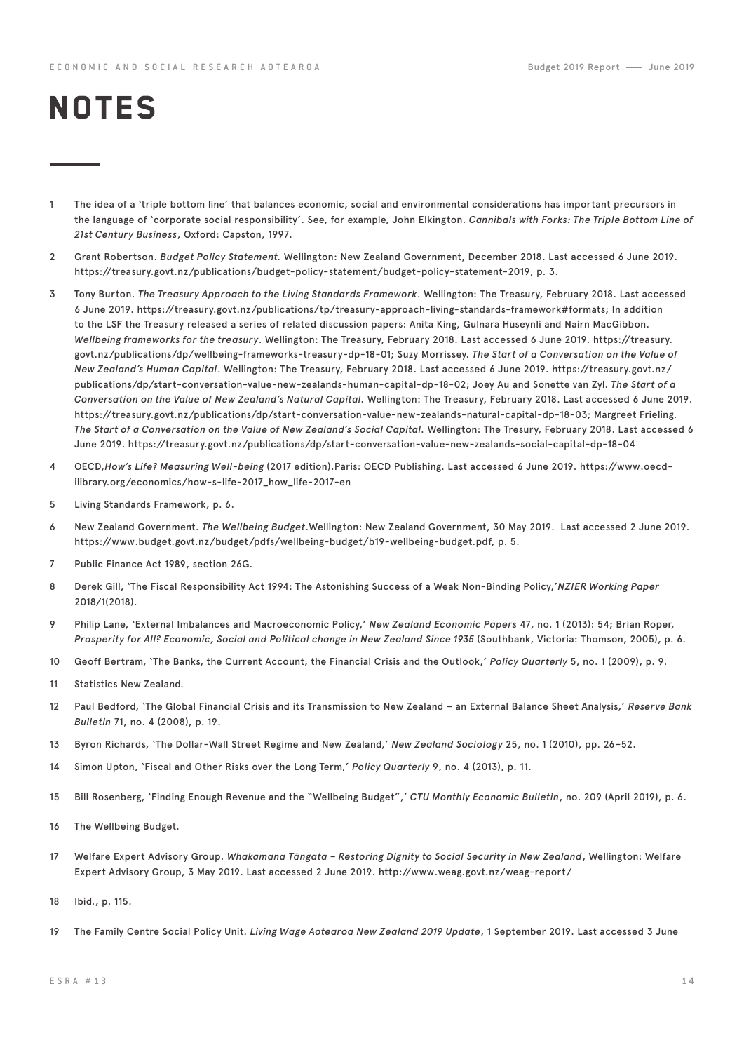# NOTES

1. The idea of a 'triple bottom line' that balances economic, social and environmental considerations has important precursors in the language of 'corporate social responsibility'. See, for example, John Elkington. *Cannibals with Forks: The Triple Bottom Line of 21st Century Business*, Oxford: Capston, 1997.

2. Grant Robertson. *Budget Policy Statement*. Wellington: New Zealand Government, December 2018. Last accessed 6 June 2019. https://treasury.govt.nz/publications/budget-policy-statement/budget-policy-statement-2019, p. 3.

3. Tony Burton. *The Treasury Approach to the Living Standards Framework*. Wellington: The Treasury, February 2018. Last accessed 6 June 2019. https://treasury.govt.nz/publications/tp/treasury-approach-living-standards-framework#formats; In addition to the LSF the Treasury released a series of related discussion papers: Anita King, Gulnara Huseynli and Nairn MacGibbon. *Wellbeing frameworks for the treasury*. Wellington: The Treasury, February 2018. Last accessed 6 June 2019. https://treasury.govt.nz/publications/dp/wellbeing-frameworks-treasury-dp-18-01; Suzy Morrissey. *The Start of a Conversation on the Value of New Zealand's Human Capital*. Wellington: The Treasury, February 2018. Last accessed 6 June 2019. https://treasury.govt.nz/publications/dp/start-conversation-value-new-zealands-human-capital-dp-18-02; Joey Au and Sonette van Zyl. *The Start of a Conversation on the Value of New Zealand's Natural Capital*. Wellington: The Treasury, February 2018. Last accessed 6 June 2019. https://treasury.govt.nz/publications/dp/start-conversation-value-new-zealands-natural-capital-dp-18-03; Margreet Frieling. *The Start of a Conversation on the Value of New Zealand's Social Capital*. Wellington: The Tresury, February 2018. Last accessed 6 June 2019. https://treasury.govt.nz/publications/dp/start-conversation-value-new-zealands-social-capital-dp-18-04

4. OECD,*How's Life? Measuring Well-being* (2017 edition).Paris: OECD Publishing. Last accessed 6 June 2019. https://www.oecd-ilibrary.org/economics/how-s-life-2017_how_life-2017-en

5. Living Standards Framework, p. 6.

6. New Zealand Government. *The Wellbeing Budget*.Wellington: New Zealand Government, 30 May 2019. Last accessed 2 June 2019. https://www.budget.govt.nz/budget/pdfs/wellbeing-budget/b19-wellbeing-budget.pdf, p. 5.

7. Public Finance Act 1989, section 26G.

8. Derek Gill, 'The Fiscal Responsibility Act 1994: The Astonishing Success of a Weak Non-Binding Policy,'*NZIER Working Paper* 2018/1(2018).

9. Philip Lane, 'External Imbalances and Macroeconomic Policy,' *New Zealand Economic Papers* 47, no. 1 (2013): 54; Brian Roper, *Prosperity for All? Economic, Social and Political change in New Zealand Since 1935* (Southbank, Victoria: Thomson, 2005), p. 6.

10. Geoff Bertram, 'The Banks, the Current Account, the Financial Crisis and the Outlook,' *Policy Quarterly* 5, no. 1 (2009), p. 9.

11. Statistics New Zealand.

12. Paul Bedford, 'The Global Financial Crisis and its Transmission to New Zealand – an External Balance Sheet Analysis,' *Reserve Bank Bulletin* 71, no. 4 (2008), p. 19.

13. Byron Richards, 'The Dollar-Wall Street Regime and New Zealand,' *New Zealand Sociology* 25, no. 1 (2010), pp. 26–52.

14. Simon Upton, 'Fiscal and Other Risks over the Long Term,' *Policy Quarterly* 9, no. 4 (2013), p. 11.

15. Bill Rosenberg, 'Finding Enough Revenue and the "Wellbeing Budget",' *CTU Monthly Economic Bulletin*, no. 209 (April 2019), p. 6.

16. The Wellbeing Budget.

17. Welfare Expert Advisory Group. *Whakamana Tāngata – Restoring Dignity to Social Security in New Zealand*, Wellington: Welfare Expert Advisory Group, 3 May 2019. Last accessed 2 June 2019. http://www.weag.govt.nz/weag-report/

18. Ibid., p. 115.

19. The Family Centre Social Policy Unit. *Living Wage Aotearoa New Zealand 2019 Update*, 1 September 2019. Last accessed 3 June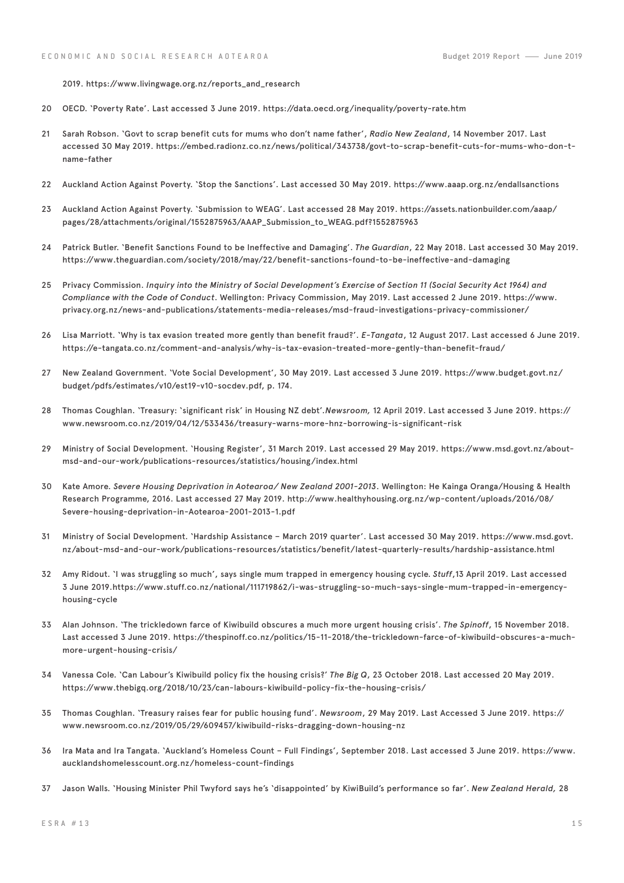2019. https://www.livingwage.org.nz/reports_and_research

20 OECD. 'Poverty Rate'. Last accessed 3 June 2019. https://data.oecd.org/inequality/poverty-rate.htm

21 Sarah Robson. 'Govt to scrap benefit cuts for mums who don't name father', *Radio New Zealand*, 14 November 2017. Last accessed 30 May 2019. https://embed.radionz.co.nz/news/political/343738/govt-to-scrap-benefit-cuts-for-mums-who-don-t-name-father

22 Auckland Action Against Poverty. 'Stop the Sanctions'. Last accessed 30 May 2019. https://www.aaap.org.nz/endallsanctions

23 Auckland Action Against Poverty. 'Submission to WEAG'. Last accessed 28 May 2019. https://assets.nationbuilder.com/aaap/pages/28/attachments/original/1552875963/AAAP_Submission_to_WEAG.pdf?1552875963

24 Patrick Butler. 'Benefit Sanctions Found to be Ineffective and Damaging'. *The Guardian*, 22 May 2018. Last accessed 30 May 2019. https://www.theguardian.com/society/2018/may/22/benefit-sanctions-found-to-be-ineffective-and-damaging

25 Privacy Commission. *Inquiry into the Ministry of Social Development's Exercise of Section 11 (Social Security Act 1964) and Compliance with the Code of Conduct*. Wellington: Privacy Commission, May 2019. Last accessed 2 June 2019. https://www.privacy.org.nz/news-and-publications/statements-media-releases/msd-fraud-investigations-privacy-commissioner/

26 Lisa Marriott. 'Why is tax evasion treated more gently than benefit fraud?'. *E-Tangata*, 12 August 2017. Last accessed 6 June 2019. https://e-tangata.co.nz/comment-and-analysis/why-is-tax-evasion-treated-more-gently-than-benefit-fraud/

27 New Zealand Government. 'Vote Social Development', 30 May 2019. Last accessed 3 June 2019. https://www.budget.govt.nz/budget/pdfs/estimates/v10/est19-v10-socdev.pdf, p. 174.

28 Thomas Coughlan. 'Treasury: 'significant risk' in Housing NZ debt'.*Newsroom,* 12 April 2019. Last accessed 3 June 2019. https://www.newsroom.co.nz/2019/04/12/533436/treasury-warns-more-hnz-borrowing-is-significant-risk

29 Ministry of Social Development. 'Housing Register', 31 March 2019. Last accessed 29 May 2019. https://www.msd.govt.nz/about-msd-and-our-work/publications-resources/statistics/housing/index.html

30 Kate Amore. *Severe Housing Deprivation in Aotearoa/ New Zealand 2001-2013*. Wellington: He Kainga Oranga/Housing & Health Research Programme, 2016. Last accessed 27 May 2019. http://www.healthyhousing.org.nz/wp-content/uploads/2016/08/Severe-housing-deprivation-in-Aotearoa-2001-2013-1.pdf

31 Ministry of Social Development. 'Hardship Assistance – March 2019 quarter'. Last accessed 30 May 2019. https://www.msd.govt.nz/about-msd-and-our-work/publications-resources/statistics/benefit/latest-quarterly-results/hardship-assistance.html

32 Amy Ridout. 'I was struggling so much', says single mum trapped in emergency housing cycle. *Stuff*,13 April 2019. Last accessed 3 June 2019.https://www.stuff.co.nz/national/111719862/i-was-struggling-so-much-says-single-mum-trapped-in-emergency-housing-cycle

33 Alan Johnson. 'The trickledown farce of Kiwibuild obscures a much more urgent housing crisis'. *The Spinoff*, 15 November 2018. Last accessed 3 June 2019. https://thespinoff.co.nz/politics/15-11-2018/the-trickledown-farce-of-kiwibuild-obscures-a-much-more-urgent-housing-crisis/

34 Vanessa Cole. 'Can Labour's Kiwibuild policy fix the housing crisis?' *The Big Q*, 23 October 2018. Last accessed 20 May 2019. https://www.thebigq.org/2018/10/23/can-labours-kiwibuild-policy-fix-the-housing-crisis/

35 Thomas Coughlan. 'Treasury raises fear for public housing fund'. *Newsroom*, 29 May 2019. Last Accessed 3 June 2019. https://www.newsroom.co.nz/2019/05/29/609457/kiwibuild-risks-dragging-down-housing-nz

36 Ira Mata and Ira Tangata. 'Auckland's Homeless Count – Full Findings', September 2018. Last accessed 3 June 2019. https://www.aucklandshomelesscount.org.nz/homeless-count-findings

37 Jason Walls. 'Housing Minister Phil Twyford says he's 'disappointed' by KiwiBuild's performance so far'. *New Zealand Herald,* 28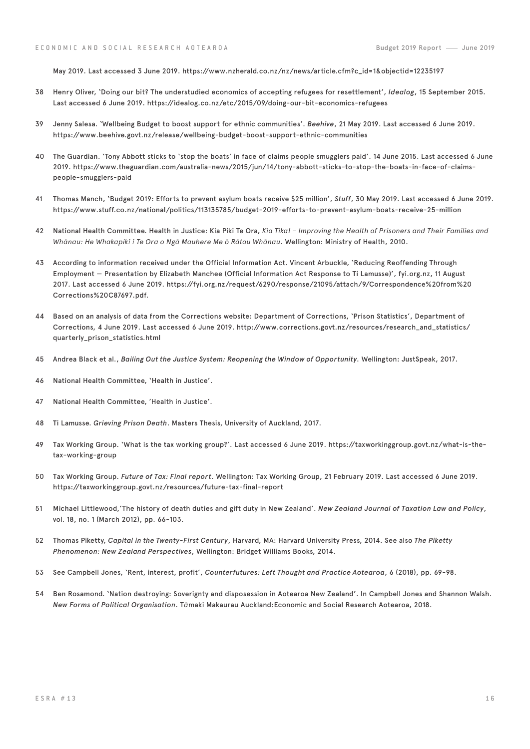May 2019. Last accessed 3 June 2019. https://www.nzherald.co.nz/nz/news/article.cfm?c_id=1&objectid=12235197

38 Henry Oliver, 'Doing our bit? The understudied economics of accepting refugees for resettlement', *Idealog*, 15 September 2015. Last accessed 6 June 2019. https://idealog.co.nz/etc/2015/09/doing-our-bit-economics-refugees

39 Jenny Salesa. 'Wellbeing Budget to boost support for ethnic communities'. *Beehive*, 21 May 2019. Last accessed 6 June 2019. https://www.beehive.govt.nz/release/wellbeing-budget-boost-support-ethnic-communities

40 The Guardian. 'Tony Abbott sticks to 'stop the boats' in face of claims people smugglers paid'. 14 June 2015. Last accessed 6 June 2019. https://www.theguardian.com/australia-news/2015/jun/14/tony-abbott-sticks-to-stop-the-boats-in-face-of-claims-people-smugglers-paid

41 Thomas Manch, 'Budget 2019: Efforts to prevent asylum boats receive $25 million', *Stuff*, 30 May 2019. Last accessed 6 June 2019. https://www.stuff.co.nz/national/politics/113135785/budget-2019-efforts-to-prevent-asylum-boats-receive-25-million

42 National Health Committee. Health in Justice: Kia Piki Te Ora, *Kia Tika! – Improving the Health of Prisoners and Their Families and Whānau: He Whakapiki i Te Ora o Ngā Mauhere Me ō Rātou Whānau*. Wellington: Ministry of Health, 2010.

43 According to information received under the Official Information Act. Vincent Arbuckle, 'Reducing Reoffending Through Employment — Presentation by Elizabeth Manchee (Official Information Act Response to Ti Lamusse)', fyi.org.nz, 11 August 2017. Last accessed 6 June 2019. https://fyi.org.nz/request/6290/response/21095/attach/9/Correspondence%20from%20Corrections%20C87697.pdf.

44 Based on an analysis of data from the Corrections website: Department of Corrections, 'Prison Statistics', Department of Corrections, 4 June 2019. Last accessed 6 June 2019. http://www.corrections.govt.nz/resources/research_and_statistics/quarterly_prison_statistics.html

45 Andrea Black et al., *Bailing Out the Justice System: Reopening the Window of Opportunity*. Wellington: JustSpeak, 2017.

46 National Health Committee, 'Health in Justice'.

47 National Health Committee, 'Health in Justice'.

48 Ti Lamusse. *Grieving Prison Death*. Masters Thesis, University of Auckland, 2017.

49 Tax Working Group. 'What is the tax working group?'. Last accessed 6 June 2019. https://taxworkinggroup.govt.nz/what-is-the-tax-working-group

50 Tax Working Group. *Future of Tax: Final report*. Wellington: Tax Working Group, 21 February 2019. Last accessed 6 June 2019. https://taxworkinggroup.govt.nz/resources/future-tax-final-report

51 Michael Littlewood,'The history of death duties and gift duty in New Zealand'. *New Zealand Journal of Taxation Law and Policy*, vol. 18, no. 1 (March 2012), pp. 66-103.

52 Thomas Piketty, *Capital in the Twenty-First Century*, Harvard, MA: Harvard University Press, 2014. See also *The Piketty Phenomenon: New Zealand Perspectives*, Wellington: Bridget Williams Books, 2014.

53 See Campbell Jones, 'Rent, interest, profit', *Counterfutures: Left Thought and Practice Aotearoa*, 6 (2018), pp. 69-98.

54 Ben Rosamond. 'Nation destroying: Soverignty and disposession in Aotearoa New Zealand'. In Campbell Jones and Shannon Walsh. *New Forms of Political Organisation*. Tāmaki Makaurau Auckland:Economic and Social Research Aotearoa, 2018.